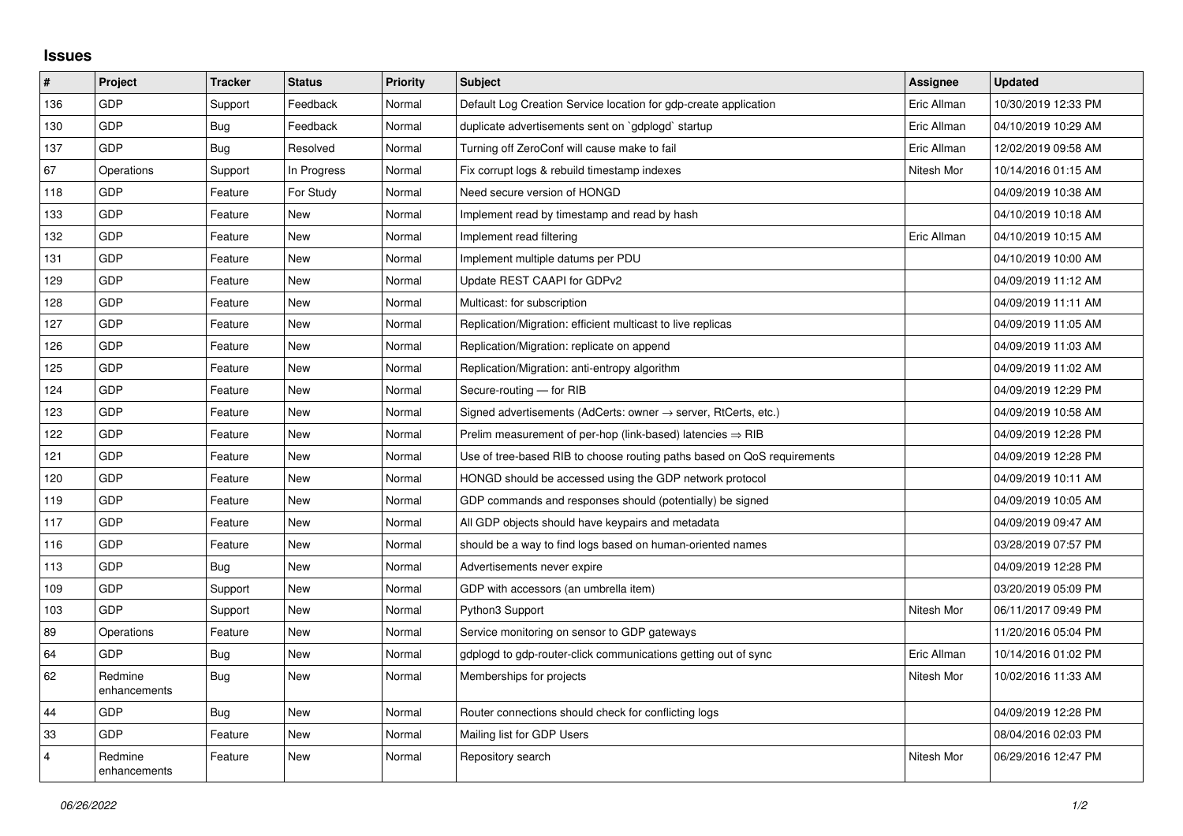## Issues

| # | Project | Tracker | Status | Priority | Subject | Assignee | Updated |
|---|---|---|---|---|---|---|---|
| 136 | GDP | Support | Feedback | Normal | Default Log Creation Service location for gdp-create application | Eric Allman | 10/30/2019 12:33 PM |
| 130 | GDP | Bug | Feedback | Normal | duplicate advertisements sent on `gdplogd` startup | Eric Allman | 04/10/2019 10:29 AM |
| 137 | GDP | Bug | Resolved | Normal | Turning off ZeroConf will cause make to fail | Eric Allman | 12/02/2019 09:58 AM |
| 67 | Operations | Support | In Progress | Normal | Fix corrupt logs & rebuild timestamp indexes | Nitesh Mor | 10/14/2016 01:15 AM |
| 118 | GDP | Feature | For Study | Normal | Need secure version of HONGD | | 04/09/2019 10:38 AM |
| 133 | GDP | Feature | New | Normal | Implement read by timestamp and read by hash | | 04/10/2019 10:18 AM |
| 132 | GDP | Feature | New | Normal | Implement read filtering | Eric Allman | 04/10/2019 10:15 AM |
| 131 | GDP | Feature | New | Normal | Implement multiple datums per PDU | | 04/10/2019 10:00 AM |
| 129 | GDP | Feature | New | Normal | Update REST CAAPI for GDPv2 | | 04/09/2019 11:12 AM |
| 128 | GDP | Feature | New | Normal | Multicast: for subscription | | 04/09/2019 11:11 AM |
| 127 | GDP | Feature | New | Normal | Replication/Migration: efficient multicast to live replicas | | 04/09/2019 11:05 AM |
| 126 | GDP | Feature | New | Normal | Replication/Migration: replicate on append | | 04/09/2019 11:03 AM |
| 125 | GDP | Feature | New | Normal | Replication/Migration: anti-entropy algorithm | | 04/09/2019 11:02 AM |
| 124 | GDP | Feature | New | Normal | Secure-routing — for RIB | | 04/09/2019 12:29 PM |
| 123 | GDP | Feature | New | Normal | Signed advertisements (AdCerts: owner → server, RtCerts, etc.) | | 04/09/2019 10:58 AM |
| 122 | GDP | Feature | New | Normal | Prelim measurement of per-hop (link-based) latencies ⇒ RIB | | 04/09/2019 12:28 PM |
| 121 | GDP | Feature | New | Normal | Use of tree-based RIB to choose routing paths based on QoS requirements | | 04/09/2019 12:28 PM |
| 120 | GDP | Feature | New | Normal | HONGD should be accessed using the GDP network protocol | | 04/09/2019 10:11 AM |
| 119 | GDP | Feature | New | Normal | GDP commands and responses should (potentially) be signed | | 04/09/2019 10:05 AM |
| 117 | GDP | Feature | New | Normal | All GDP objects should have keypairs and metadata | | 04/09/2019 09:47 AM |
| 116 | GDP | Feature | New | Normal | should be a way to find logs based on human-oriented names | | 03/28/2019 07:57 PM |
| 113 | GDP | Bug | New | Normal | Advertisements never expire | | 04/09/2019 12:28 PM |
| 109 | GDP | Support | New | Normal | GDP with accessors (an umbrella item) | | 03/20/2019 05:09 PM |
| 103 | GDP | Support | New | Normal | Python3 Support | Nitesh Mor | 06/11/2017 09:49 PM |
| 89 | Operations | Feature | New | Normal | Service monitoring on sensor to GDP gateways | | 11/20/2016 05:04 PM |
| 64 | GDP | Bug | New | Normal | gdplogd to gdp-router-click communications getting out of sync | Eric Allman | 10/14/2016 01:02 PM |
| 62 | Redmine enhancements | Bug | New | Normal | Memberships for projects | Nitesh Mor | 10/02/2016 11:33 AM |
| 44 | GDP | Bug | New | Normal | Router connections should check for conflicting logs | | 04/09/2019 12:28 PM |
| 33 | GDP | Feature | New | Normal | Mailing list for GDP Users | | 08/04/2016 02:03 PM |
| 4 | Redmine enhancements | Feature | New | Normal | Repository search | Nitesh Mor | 06/29/2016 12:47 PM |

*06/26/2022*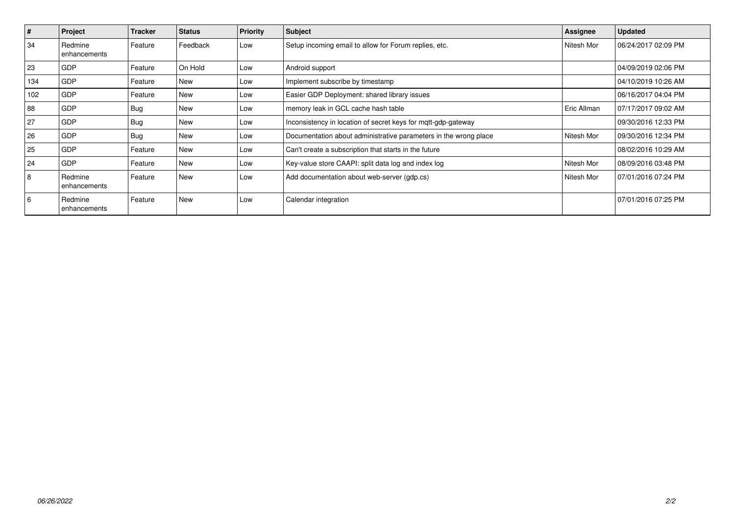| # | Project | Tracker | Status | Priority | Subject | Assignee | Updated |
|---|---|---|---|---|---|---|---|
| 34 | Redmine enhancements | Feature | Feedback | Low | Setup incoming email to allow for Forum replies, etc. | Nitesh Mor | 06/24/2017 02:09 PM |
| 23 | GDP | Feature | On Hold | Low | Android support | | 04/09/2019 02:06 PM |
| 134 | GDP | Feature | New | Low | Implement subscribe by timestamp | | 04/10/2019 10:26 AM |
| 102 | GDP | Feature | New | Low | Easier GDP Deployment: shared library issues | | 06/16/2017 04:04 PM |
| 88 | GDP | Bug | New | Low | memory leak in GCL cache hash table | Eric Allman | 07/17/2017 09:02 AM |
| 27 | GDP | Bug | New | Low | Inconsistency in location of secret keys for mqtt-gdp-gateway | | 09/30/2016 12:33 PM |
| 26 | GDP | Bug | New | Low | Documentation about administrative parameters in the wrong place | Nitesh Mor | 09/30/2016 12:34 PM |
| 25 | GDP | Feature | New | Low | Can't create a subscription that starts in the future | | 08/02/2016 10:29 AM |
| 24 | GDP | Feature | New | Low | Key-value store CAAPI: split data log and index log | Nitesh Mor | 08/09/2016 03:48 PM |
| 8 | Redmine enhancements | Feature | New | Low | Add documentation about web-server (gdp.cs) | Nitesh Mor | 07/01/2016 07:24 PM |
| 6 | Redmine enhancements | Feature | New | Low | Calendar integration | | 07/01/2016 07:25 PM |